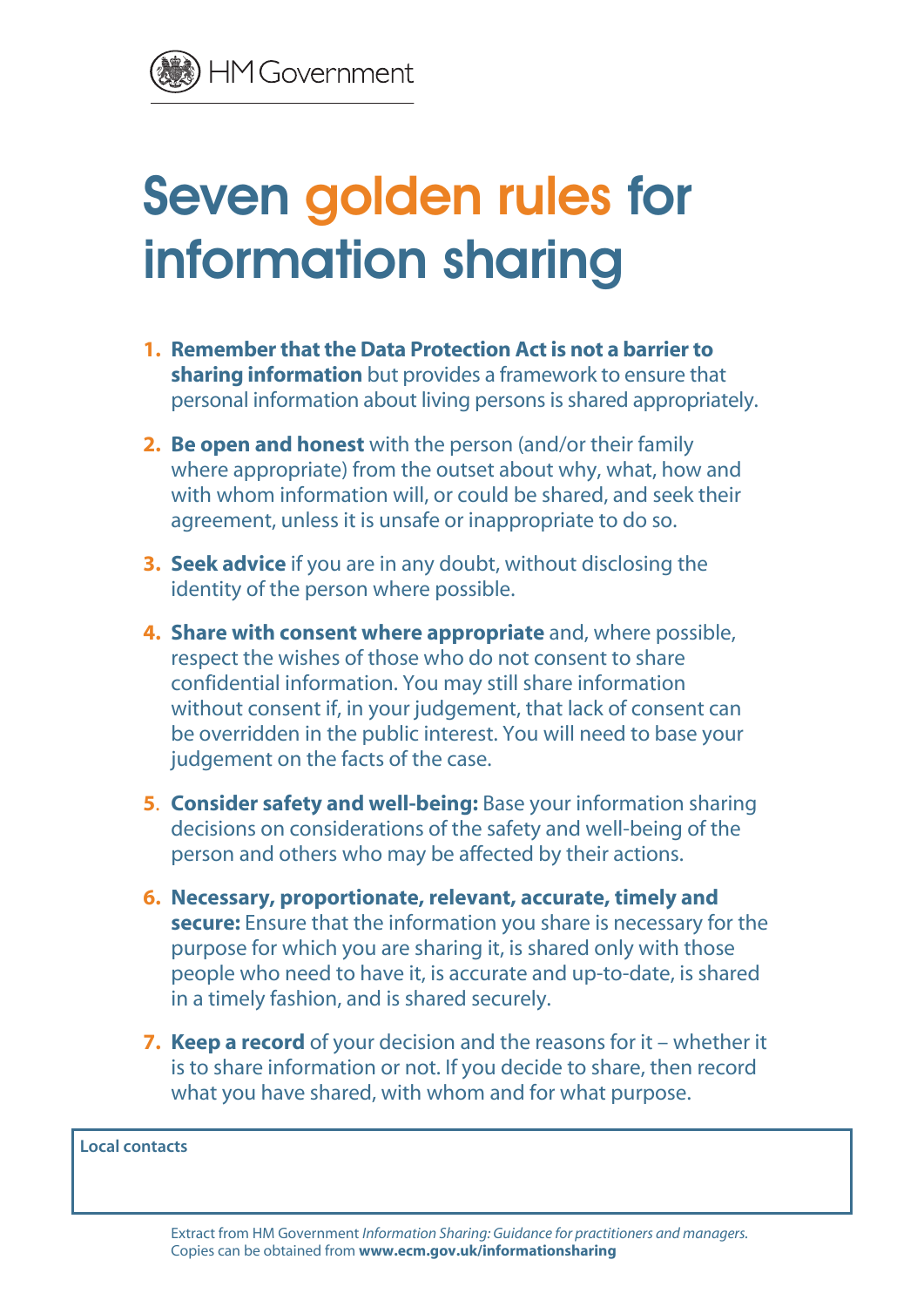HM Government

# Seven golden rules for information sharing

1. **Remember that the Data Protection Act is not a barrier to sharing information** but provides a framework to ensure that personal information about living persons is shared appropriately.

2. **Be open and honest** with the person (and/or their family where appropriate) from the outset about why, what, how and with whom information will, or could be shared, and seek their agreement, unless it is unsafe or inappropriate to do so.

3. **Seek advice** if you are in any doubt, without disclosing the identity of the person where possible.

4. **Share with consent where appropriate** and, where possible, respect the wishes of those who do not consent to share confidential information. You may still share information without consent if, in your judgement, that lack of consent can be overridden in the public interest. You will need to base your judgement on the facts of the case.

5. **Consider safety and well-being:** Base your information sharing decisions on considerations of the safety and well-being of the person and others who may be affected by their actions.

6. **Necessary, proportionate, relevant, accurate, timely and secure:** Ensure that the information you share is necessary for the purpose for which you are sharing it, is shared only with those people who need to have it, is accurate and up-to-date, is shared in a timely fashion, and is shared securely.

7. **Keep a record** of your decision and the reasons for it – whether it is to share information or not. If you decide to share, then record what you have shared, with whom and for what purpose.

**Local contacts**

Extract from HM Government *Information Sharing: Guidance for practitioners and managers.*
Copies can be obtained from **www.ecm.gov.uk/informationsharing**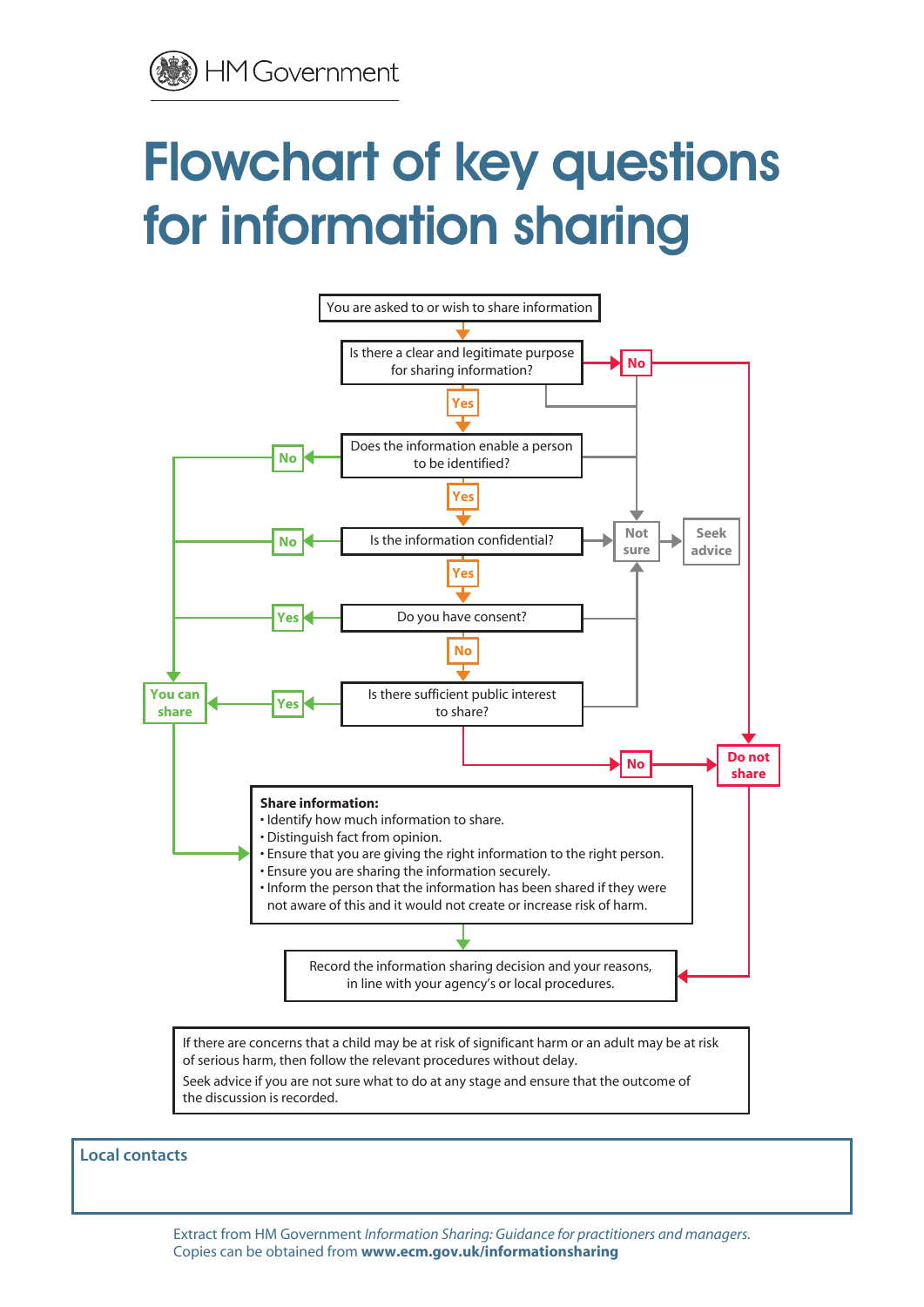HM Government

# Flowchart of key questions for information sharing

You are asked to or wish to share information

Is there a clear and legitimate purpose for sharing information?

Yes

No

Does the information enable a person to be identified?

Yes

No

Is the information confidential?

Yes

No

Not sure

Seek advice

Do you have consent?

Yes

No

Is there sufficient public interest to share?

Yes

No

You can share

Do not share

**Share information:**

- Identify how much information to share.
- Distinguish fact from opinion.
- Ensure that you are giving the right information to the right person.
- Ensure you are sharing the information securely.
- Inform the person that the information has been shared if they were not aware of this and it would not create or increase risk of harm.

Record the information sharing decision and your reasons, in line with your agency's or local procedures.

If there are concerns that a child may be at risk of significant harm or an adult may be at risk of serious harm, then follow the relevant procedures without delay.

Seek advice if you are not sure what to do at any stage and ensure that the outcome of the discussion is recorded.

**Local contacts**

Extract from HM Government *Information Sharing: Guidance for practitioners and managers.*
Copies can be obtained from **www.ecm.gov.uk/informationsharing**